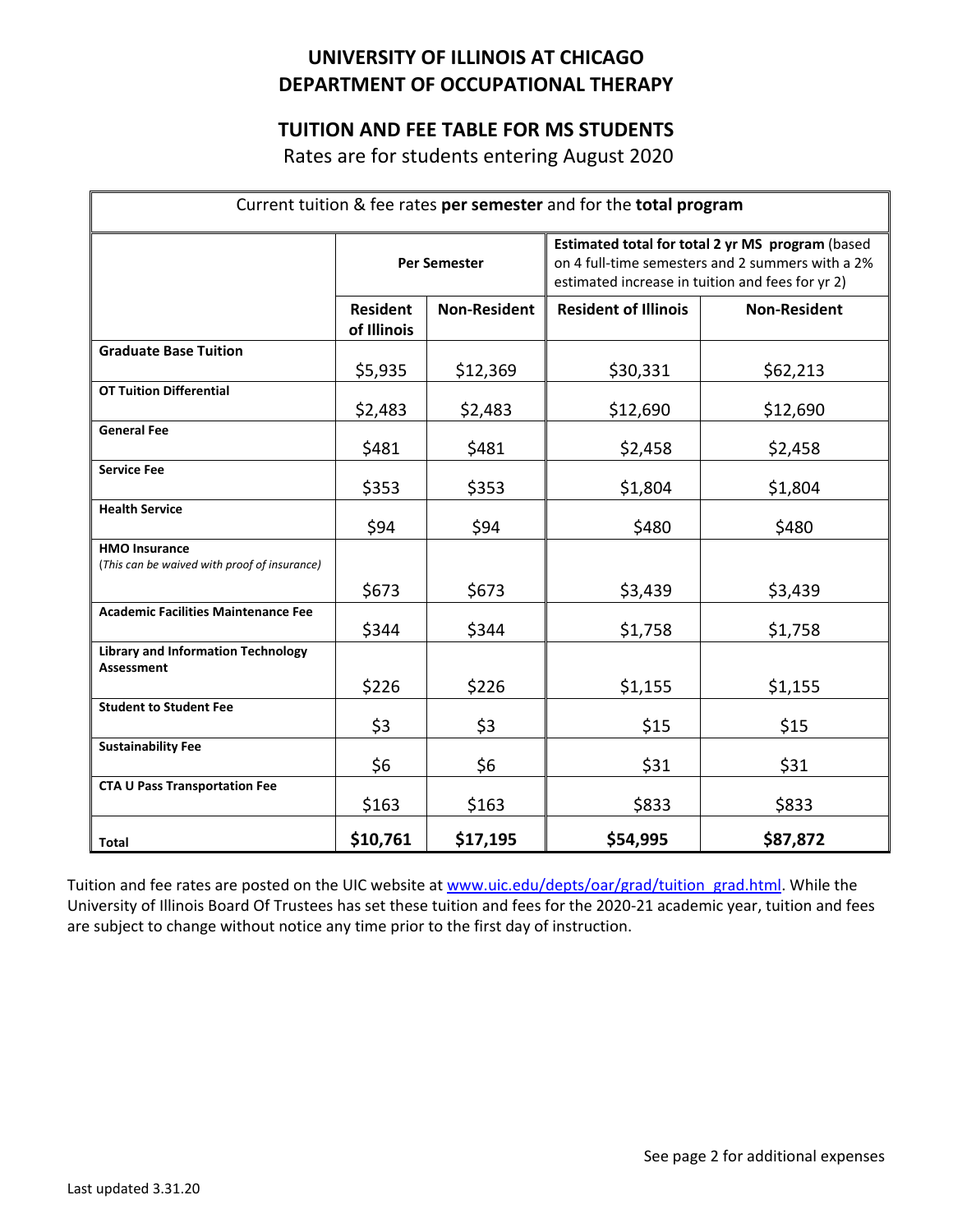# UNIVERSITY OF ILLINOIS AT CHICAGO
# DEPARTMENT OF OCCUPATIONAL THERAPY

## TUITION AND FEE TABLE FOR MS STUDENTS

Rates are for students entering August 2020

| Current tuition & fee rates **per semester** and for the **total program** | | | | |
|---|---|---|---|---|
| | **Per Semester** | | **Estimated total for total 2 yr MS program** (based on 4 full-time semesters and 2 summers with a 2% estimated increase in tuition and fees for yr 2) | |
| | **Resident of Illinois** | **Non-Resident** | **Resident of Illinois** | **Non-Resident** |
| **Graduate Base Tuition** | $5,935 | $12,369 | $30,331 | $62,213 |
| **OT Tuition Differential** | $2,483 | $2,483 | $12,690 | $12,690 |
| **General Fee** | $481 | $481 | $2,458 | $2,458 |
| **Service Fee** | $353 | $353 | $1,804 | $1,804 |
| **Health Service** | $94 | $94 | $480 | $480 |
| **HMO Insurance** (*This can be waived with proof of insurance*) | $673 | $673 | $3,439 | $3,439 |
| **Academic Facilities Maintenance Fee** | $344 | $344 | $1,758 | $1,758 |
| **Library and Information Technology Assessment** | $226 | $226 | $1,155 | $1,155 |
| **Student to Student Fee** | $3 | $3 | $15 | $15 |
| **Sustainability Fee** | $6 | $6 | $31 | $31 |
| **CTA U Pass Transportation Fee** | $163 | $163 | $833 | $833 |
| **Total** | **$10,761** | **$17,195** | **$54,995** | **$87,872** |

Tuition and fee rates are posted on the UIC website at www.uic.edu/depts/oar/grad/tuition_grad.html. While the University of Illinois Board Of Trustees has set these tuition and fees for the 2020-21 academic year, tuition and fees are subject to change without notice any time prior to the first day of instruction.

See page 2 for additional expenses

Last updated 3.31.20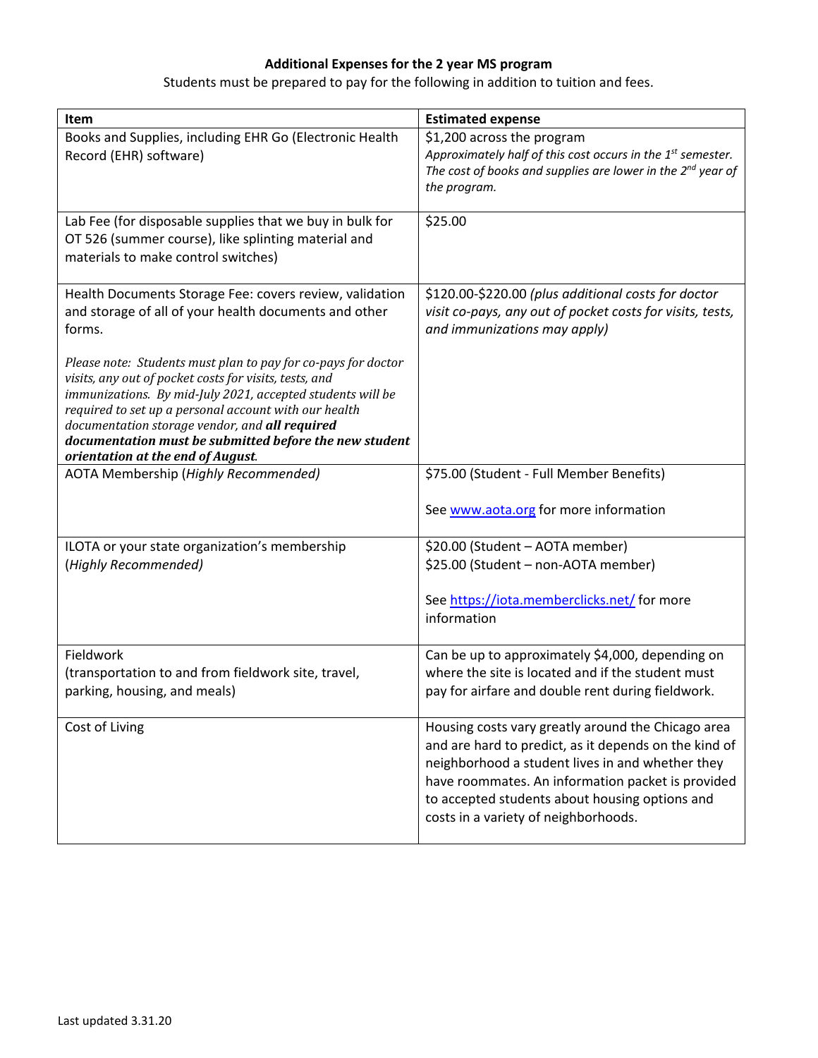**Additional Expenses for the 2 year MS program**

Students must be prepared to pay for the following in addition to tuition and fees.

| Item | Estimated expense |
|---|---|
| Books and Supplies, including EHR Go (Electronic Health Record (EHR) software) | $1,200 across the program<br>*Approximately half of this cost occurs in the 1st semester. The cost of books and supplies are lower in the 2nd year of the program.* |
| Lab Fee (for disposable supplies that we buy in bulk for OT 526 (summer course), like splinting material and materials to make control switches) | $25.00 |
| Health Documents Storage Fee: covers review, validation and storage of all of your health documents and other forms.<br><br>*Please note: Students must plan to pay for co-pays for doctor visits, any out of pocket costs for visits, tests, and immunizations. By mid-July 2021, accepted students will be required to set up a personal account with our health documentation storage vendor, and **all required documentation must be submitted before the new student orientation at the end of August**.* | $120.00-$220.00 *(plus additional costs for doctor visit co-pays, any out of pocket costs for visits, tests, and immunizations may apply)* |
| AOTA Membership (*Highly Recommended*) | $75.00 (Student - Full Member Benefits)<br><br>See www.aota.org for more information |
| ILOTA or your state organization's membership (*Highly Recommended*) | $20.00 (Student – AOTA member)<br>$25.00 (Student – non-AOTA member)<br><br>See https://iota.memberclicks.net/ for more information |
| Fieldwork<br>(transportation to and from fieldwork site, travel, parking, housing, and meals) | Can be up to approximately $4,000, depending on where the site is located and if the student must pay for airfare and double rent during fieldwork. |
| Cost of Living | Housing costs vary greatly around the Chicago area and are hard to predict, as it depends on the kind of neighborhood a student lives in and whether they have roommates. An information packet is provided to accepted students about housing options and costs in a variety of neighborhoods. |

Last updated 3.31.20